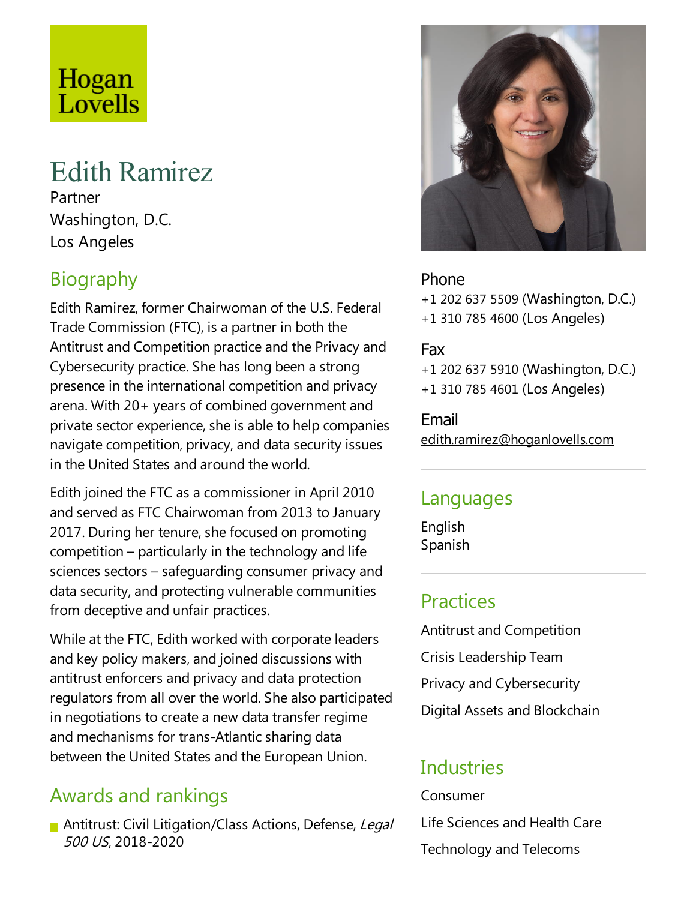Hogan Lovells

# Edith Ramirez

Partner
Washington, D.C.
Los Angeles

## Biography

Edith Ramirez, former Chairwoman of the U.S. Federal Trade Commission (FTC), is a partner in both the Antitrust and Competition practice and the Privacy and Cybersecurity practice. She has long been a strong presence in the international competition and privacy arena. With 20+ years of combined government and private sector experience, she is able to help companies navigate competition, privacy, and data security issues in the United States and around the world.

Edith joined the FTC as a commissioner in April 2010 and served as FTC Chairwoman from 2013 to January 2017. During her tenure, she focused on promoting competition – particularly in the technology and life sciences sectors – safeguarding consumer privacy and data security, and protecting vulnerable communities from deceptive and unfair practices.

While at the FTC, Edith worked with corporate leaders and key policy makers, and joined discussions with antitrust enforcers and privacy and data protection regulators from all over the world. She also participated in negotiations to create a new data transfer regime and mechanisms for trans-Atlantic sharing data between the United States and the European Union.

## Awards and rankings

- Antitrust: Civil Litigation/Class Actions, Defense, *Legal 500 US*, 2018-2020

## Phone

+1 202 637 5509 (Washington, D.C.)
+1 310 785 4600 (Los Angeles)

## Fax

+1 202 637 5910 (Washington, D.C.)
+1 310 785 4601 (Los Angeles)

## Email

edith.ramirez@hoganlovells.com

## Languages

English
Spanish

## Practices

Antitrust and Competition

Crisis Leadership Team

Privacy and Cybersecurity

Digital Assets and Blockchain

## Industries

Consumer

Life Sciences and Health Care

Technology and Telecoms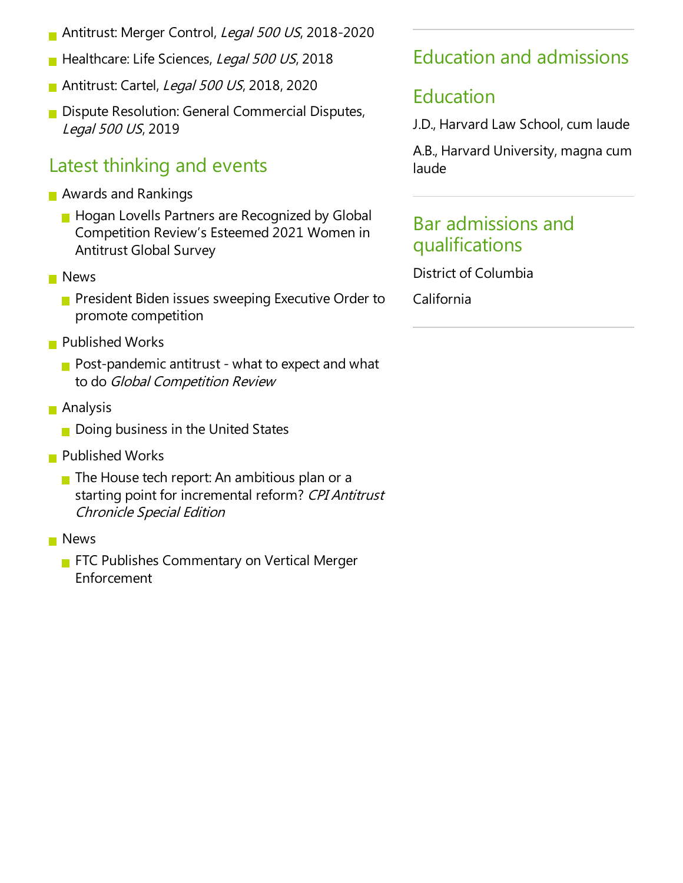- Antitrust: Merger Control, *Legal 500 US*, 2018-2020
- Healthcare: Life Sciences, *Legal 500 US*, 2018
- Antitrust: Cartel, *Legal 500 US*, 2018, 2020
- Dispute Resolution: General Commercial Disputes, *Legal 500 US*, 2019

## Latest thinking and events

- Awards and Rankings
  - Hogan Lovells Partners are Recognized by Global Competition Review's Esteemed 2021 Women in Antitrust Global Survey
- News
  - President Biden issues sweeping Executive Order to promote competition
- Published Works
  - Post-pandemic antitrust - what to expect and what to do *Global Competition Review*
- Analysis
  - Doing business in the United States
- Published Works
  - The House tech report: An ambitious plan or a starting point for incremental reform? *CPI Antitrust Chronicle Special Edition*
- News
  - FTC Publishes Commentary on Vertical Merger Enforcement

## Education and admissions

## Education

J.D., Harvard Law School, cum laude

A.B., Harvard University, magna cum laude

## Bar admissions and qualifications

District of Columbia

California